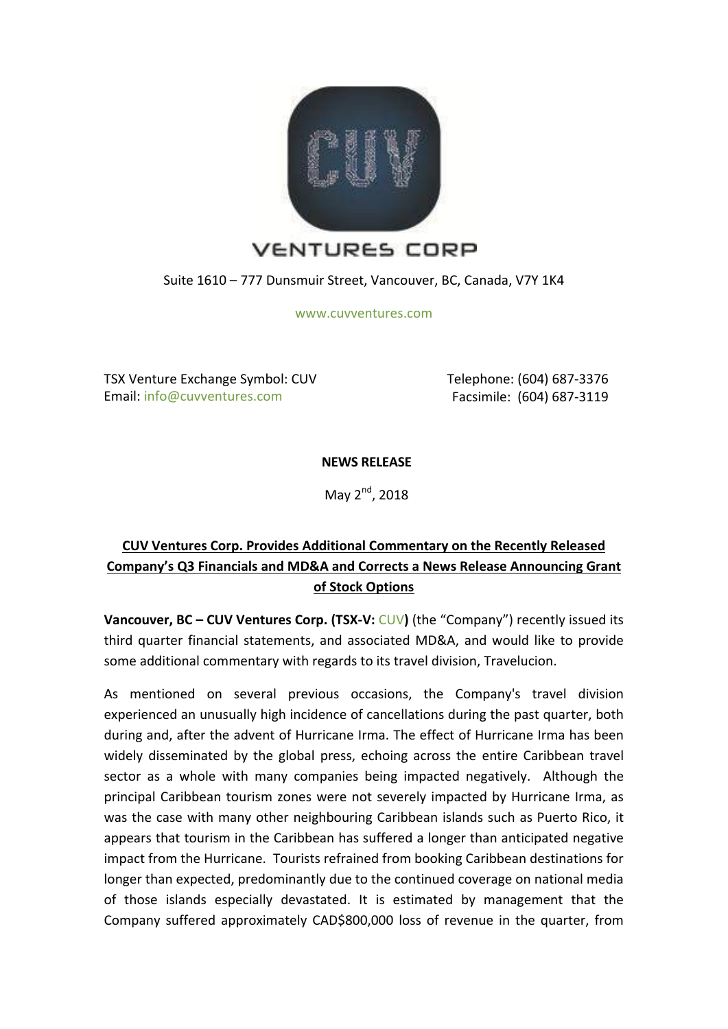VENTURES CORP

Suite 1610 – 777 Dunsmuir Street, Vancouver, BC, Canada, V7Y 1K4

www.cuvventures.com

TSX Venture Exchange Symbol: CUV
Email: info@cuvventures.com

Telephone: (604) 687-3376
Facsimile: (604) 687-3119

**NEWS RELEASE**

May 2nd, 2018

## CUV Ventures Corp. Provides Additional Commentary on the Recently Released Company's Q3 Financials and MD&A and Corrects a News Release Announcing Grant of Stock Options

**Vancouver, BC – CUV Ventures Corp. (TSX-V: CUV)** (the "Company") recently issued its third quarter financial statements, and associated MD&A, and would like to provide some additional commentary with regards to its travel division, Travelucion.

As mentioned on several previous occasions, the Company's travel division experienced an unusually high incidence of cancellations during the past quarter, both during and, after the advent of Hurricane Irma. The effect of Hurricane Irma has been widely disseminated by the global press, echoing across the entire Caribbean travel sector as a whole with many companies being impacted negatively. Although the principal Caribbean tourism zones were not severely impacted by Hurricane Irma, as was the case with many other neighbouring Caribbean islands such as Puerto Rico, it appears that tourism in the Caribbean has suffered a longer than anticipated negative impact from the Hurricane. Tourists refrained from booking Caribbean destinations for longer than expected, predominantly due to the continued coverage on national media of those islands especially devastated. It is estimated by management that the Company suffered approximately CAD$800,000 loss of revenue in the quarter, from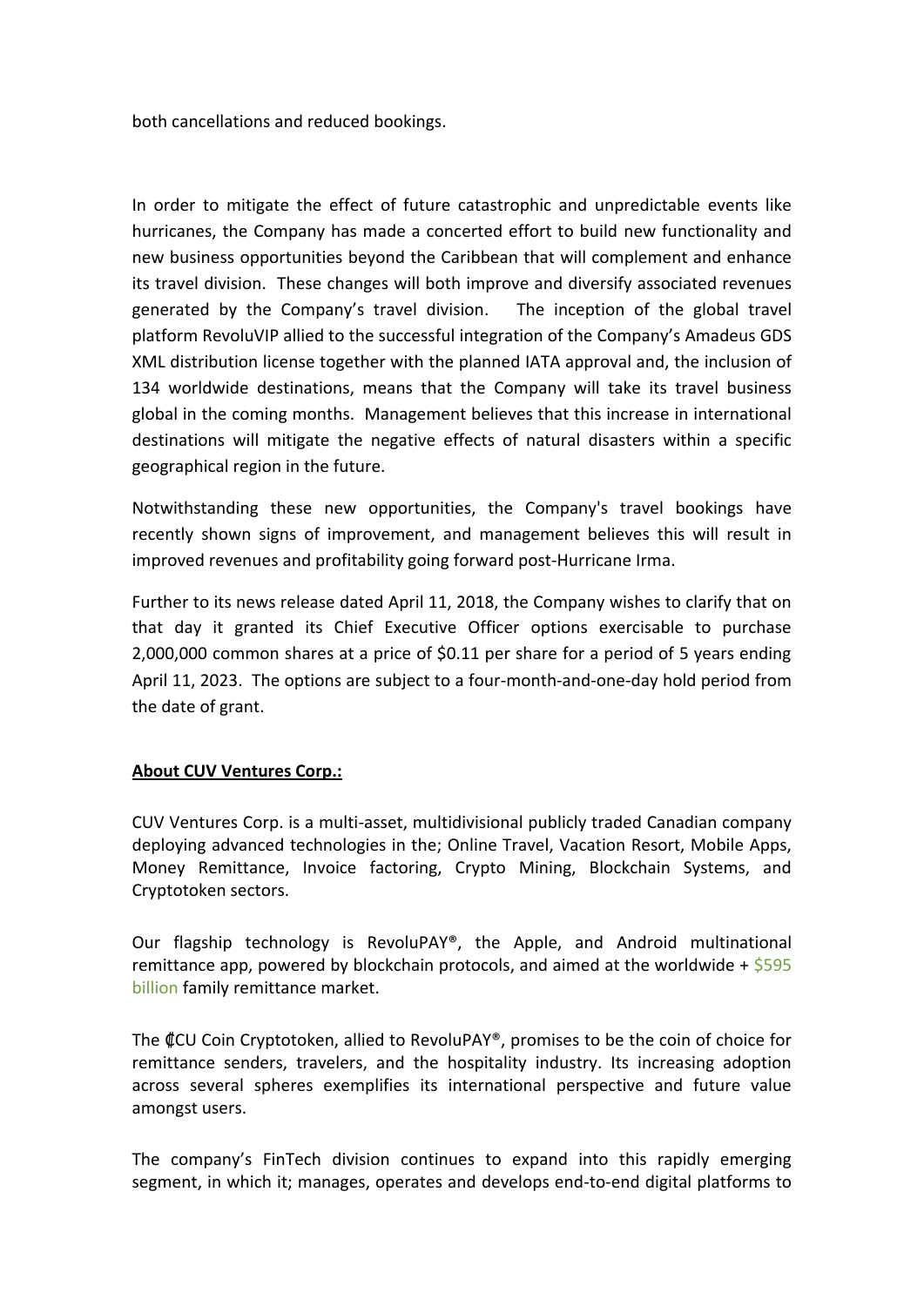both cancellations and reduced bookings.

In order to mitigate the effect of future catastrophic and unpredictable events like hurricanes, the Company has made a concerted effort to build new functionality and new business opportunities beyond the Caribbean that will complement and enhance its travel division. These changes will both improve and diversify associated revenues generated by the Company's travel division. The inception of the global travel platform RevoluVIP allied to the successful integration of the Company's Amadeus GDS XML distribution license together with the planned IATA approval and, the inclusion of 134 worldwide destinations, means that the Company will take its travel business global in the coming months. Management believes that this increase in international destinations will mitigate the negative effects of natural disasters within a specific geographical region in the future.

Notwithstanding these new opportunities, the Company's travel bookings have recently shown signs of improvement, and management believes this will result in improved revenues and profitability going forward post-Hurricane Irma.

Further to its news release dated April 11, 2018, the Company wishes to clarify that on that day it granted its Chief Executive Officer options exercisable to purchase 2,000,000 common shares at a price of $0.11 per share for a period of 5 years ending April 11, 2023. The options are subject to a four-month-and-one-day hold period from the date of grant.

**About CUV Ventures Corp.:**

CUV Ventures Corp. is a multi-asset, multidivisional publicly traded Canadian company deploying advanced technologies in the; Online Travel, Vacation Resort, Mobile Apps, Money Remittance, Invoice factoring, Crypto Mining, Blockchain Systems, and Cryptotoken sectors.

Our flagship technology is RevoluPAY®, the Apple, and Android multinational remittance app, powered by blockchain protocols, and aimed at the worldwide + $595 billion family remittance market.

The ₵CU Coin Cryptotoken, allied to RevoluPAY®, promises to be the coin of choice for remittance senders, travelers, and the hospitality industry. Its increasing adoption across several spheres exemplifies its international perspective and future value amongst users.

The company's FinTech division continues to expand into this rapidly emerging segment, in which it; manages, operates and develops end-to-end digital platforms to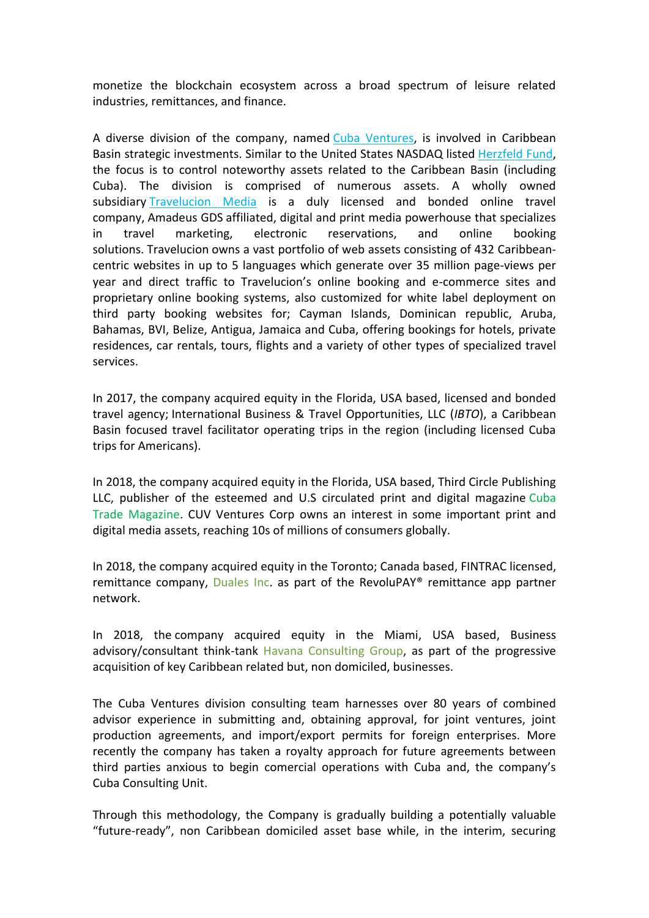monetize the blockchain ecosystem across a broad spectrum of leisure related industries, remittances, and finance.

A diverse division of the company, named Cuba Ventures, is involved in Caribbean Basin strategic investments. Similar to the United States NASDAQ listed Herzfeld Fund, the focus is to control noteworthy assets related to the Caribbean Basin (including Cuba). The division is comprised of numerous assets. A wholly owned subsidiary Travelucion Media is a duly licensed and bonded online travel company, Amadeus GDS affiliated, digital and print media powerhouse that specializes in travel marketing, electronic reservations, and online booking solutions. Travelucion owns a vast portfolio of web assets consisting of 432 Caribbean-centric websites in up to 5 languages which generate over 35 million page-views per year and direct traffic to Travelucion's online booking and e-commerce sites and proprietary online booking systems, also customized for white label deployment on third party booking websites for; Cayman Islands, Dominican republic, Aruba, Bahamas, BVI, Belize, Antigua, Jamaica and Cuba, offering bookings for hotels, private residences, car rentals, tours, flights and a variety of other types of specialized travel services.

In 2017, the company acquired equity in the Florida, USA based, licensed and bonded travel agency; International Business & Travel Opportunities, LLC (*IBTO*), a Caribbean Basin focused travel facilitator operating trips in the region (including licensed Cuba trips for Americans).

In 2018, the company acquired equity in the Florida, USA based, Third Circle Publishing LLC, publisher of the esteemed and U.S circulated print and digital magazine Cuba Trade Magazine. CUV Ventures Corp owns an interest in some important print and digital media assets, reaching 10s of millions of consumers globally.

In 2018, the company acquired equity in the Toronto; Canada based, FINTRAC licensed, remittance company, Duales Inc. as part of the RevoluPAY® remittance app partner network.

In 2018, the company acquired equity in the Miami, USA based, Business advisory/consultant think-tank Havana Consulting Group, as part of the progressive acquisition of key Caribbean related but, non domiciled, businesses.

The Cuba Ventures division consulting team harnesses over 80 years of combined advisor experience in submitting and, obtaining approval, for joint ventures, joint production agreements, and import/export permits for foreign enterprises. More recently the company has taken a royalty approach for future agreements between third parties anxious to begin comercial operations with Cuba and, the company's Cuba Consulting Unit.

Through this methodology, the Company is gradually building a potentially valuable "future-ready", non Caribbean domiciled asset base while, in the interim, securing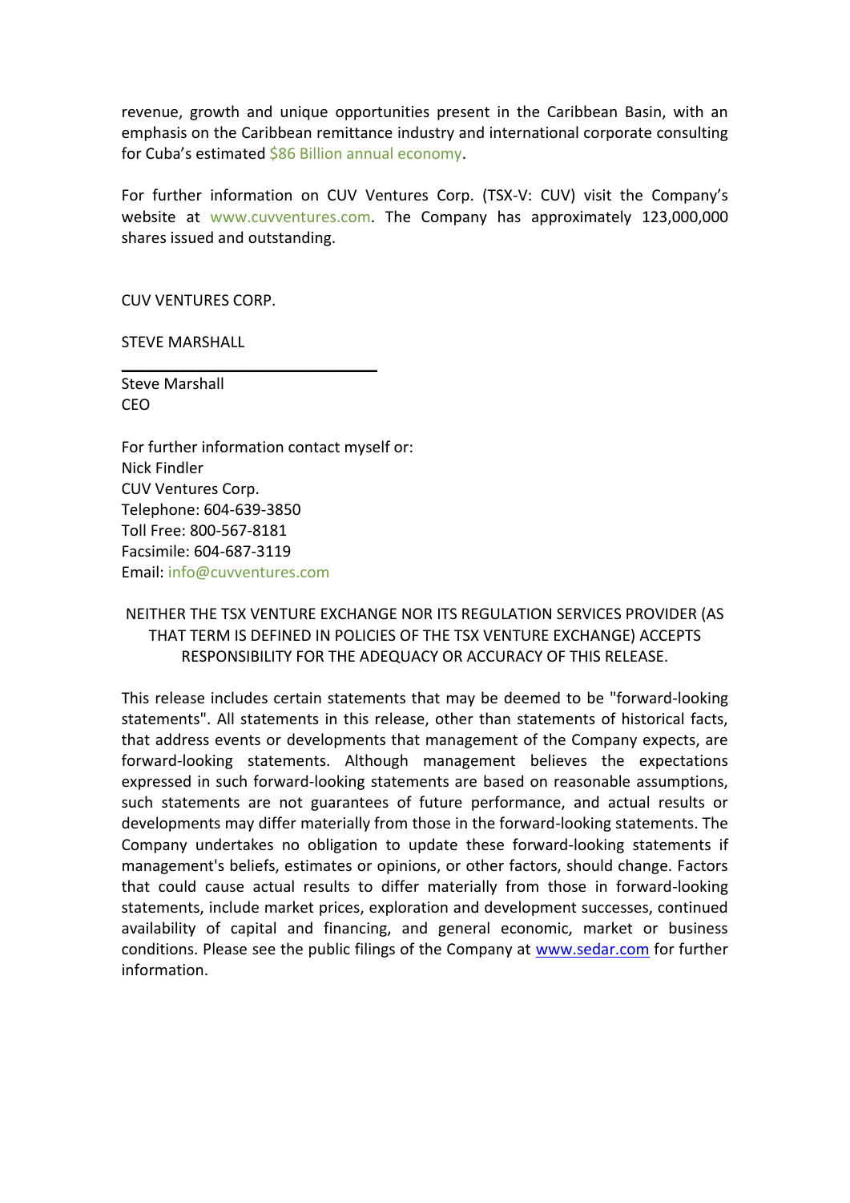revenue, growth and unique opportunities present in the Caribbean Basin, with an emphasis on the Caribbean remittance industry and international corporate consulting for Cuba's estimated $86 Billion annual economy.

For further information on CUV Ventures Corp. (TSX-V: CUV) visit the Company's website at www.cuvventures.com. The Company has approximately 123,000,000 shares issued and outstanding.

CUV VENTURES CORP.

STEVE MARSHALL

\_\_\_\_\_\_\_\_\_\_\_\_\_\_\_\_\_\_\_\_\_\_\_\_\_\_\_\_\_\_\_\_

Steve Marshall
CEO

For further information contact myself or:
Nick Findler
CUV Ventures Corp.
Telephone: 604-639-3850
Toll Free: 800-567-8181
Facsimile: 604-687-3119
Email: info@cuvventures.com

NEITHER THE TSX VENTURE EXCHANGE NOR ITS REGULATION SERVICES PROVIDER (AS THAT TERM IS DEFINED IN POLICIES OF THE TSX VENTURE EXCHANGE) ACCEPTS RESPONSIBILITY FOR THE ADEQUACY OR ACCURACY OF THIS RELEASE.

This release includes certain statements that may be deemed to be "forward-looking statements". All statements in this release, other than statements of historical facts, that address events or developments that management of the Company expects, are forward-looking statements. Although management believes the expectations expressed in such forward-looking statements are based on reasonable assumptions, such statements are not guarantees of future performance, and actual results or developments may differ materially from those in the forward-looking statements. The Company undertakes no obligation to update these forward-looking statements if management's beliefs, estimates or opinions, or other factors, should change. Factors that could cause actual results to differ materially from those in forward-looking statements, include market prices, exploration and development successes, continued availability of capital and financing, and general economic, market or business conditions. Please see the public filings of the Company at www.sedar.com for further information.